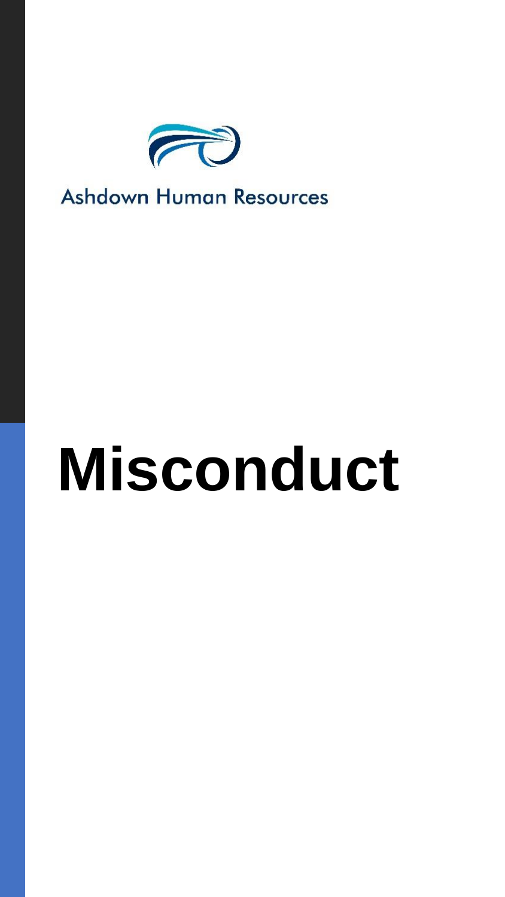Ashdown Human Resources

# Misconduct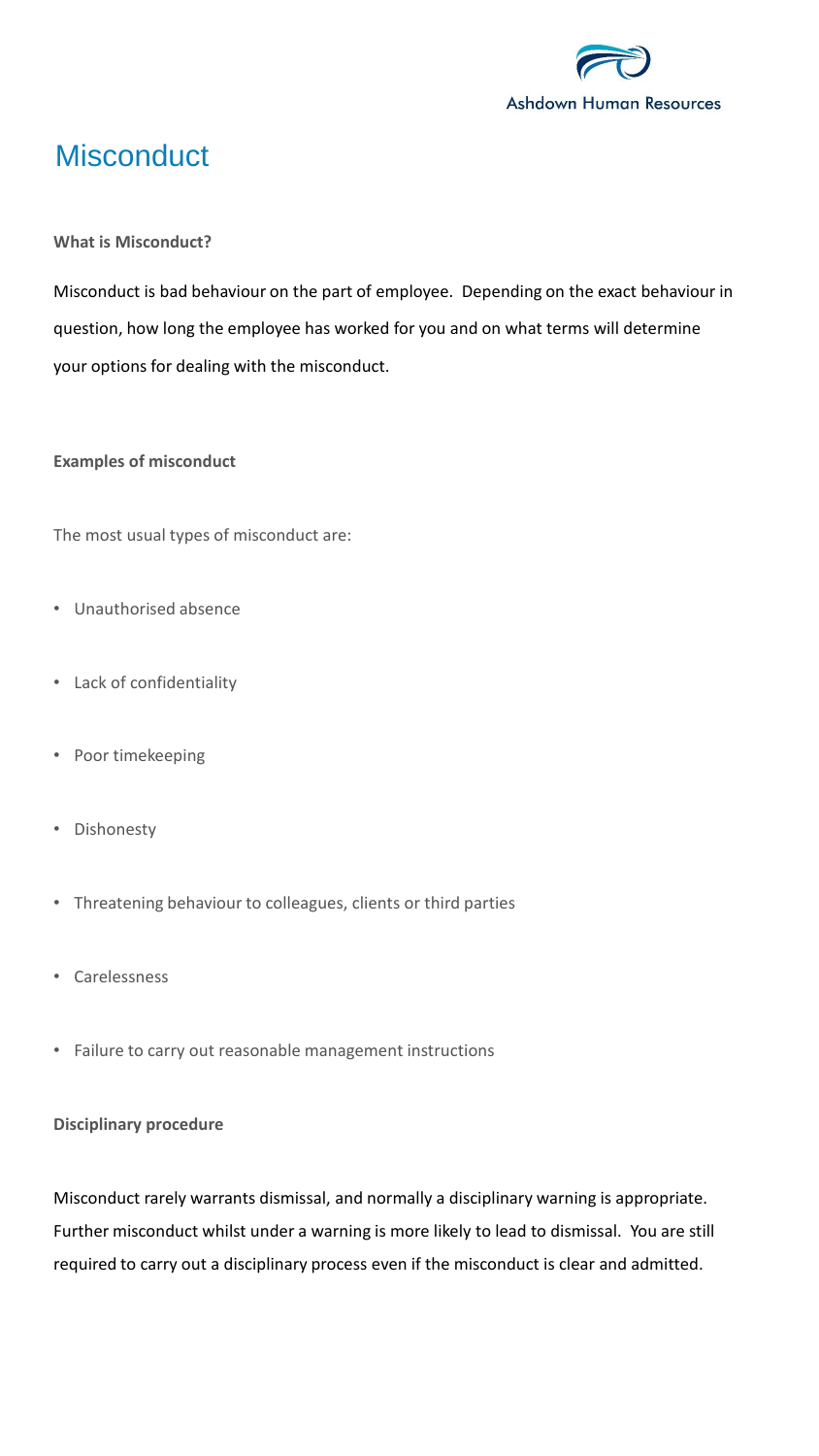# Misconduct

**What is Misconduct?**

Misconduct is bad behaviour on the part of employee. Depending on the exact behaviour in question, how long the employee has worked for you and on what terms will determine your options for dealing with the misconduct.

**Examples of misconduct**

The most usual types of misconduct are:

- Unauthorised absence
- Lack of confidentiality
- Poor timekeeping
- Dishonesty
- Threatening behaviour to colleagues, clients or third parties
- Carelessness
- Failure to carry out reasonable management instructions

**Disciplinary procedure**

Misconduct rarely warrants dismissal, and normally a disciplinary warning is appropriate. Further misconduct whilst under a warning is more likely to lead to dismissal. You are still required to carry out a disciplinary process even if the misconduct is clear and admitted.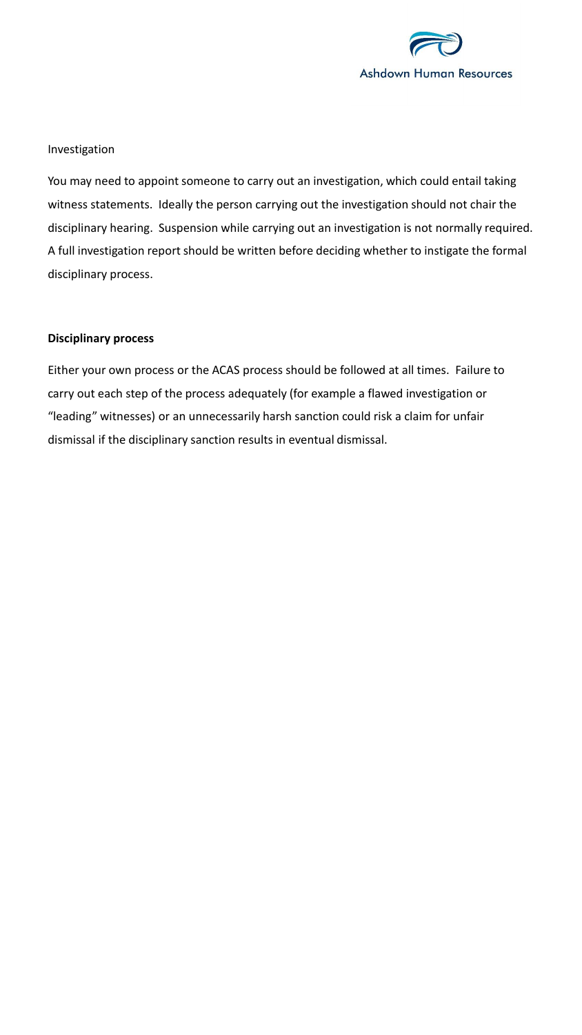Investigation

You may need to appoint someone to carry out an investigation, which could entail taking witness statements. Ideally the person carrying out the investigation should not chair the disciplinary hearing. Suspension while carrying out an investigation is not normally required. A full investigation report should be written before deciding whether to instigate the formal disciplinary process.

**Disciplinary process**

Either your own process or the ACAS process should be followed at all times. Failure to carry out each step of the process adequately (for example a flawed investigation or "leading" witnesses) or an unnecessarily harsh sanction could risk a claim for unfair dismissal if the disciplinary sanction results in eventual dismissal.